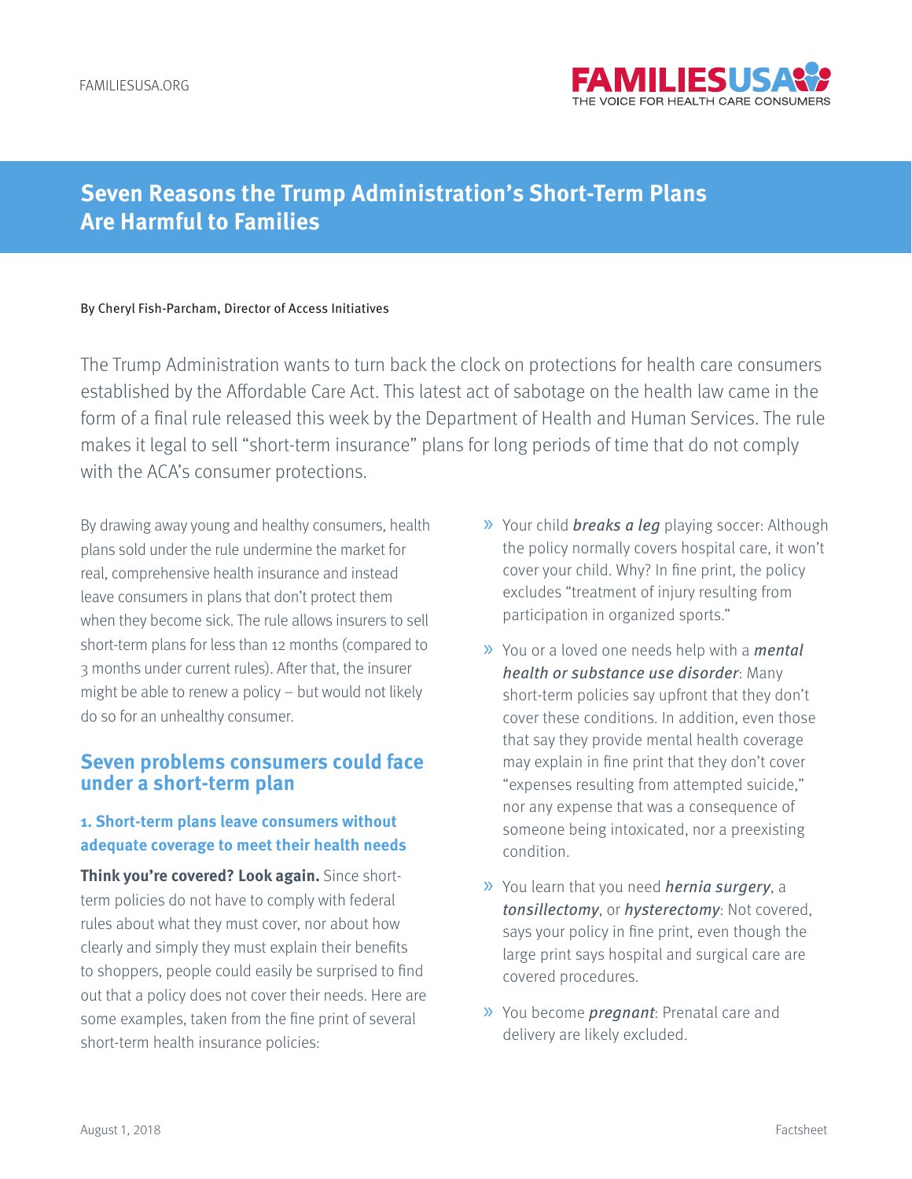# Seven Reasons the Trump Administration's Short-Term Plans Are Harmful to Families

By Cheryl Fish-Parcham, Director of Access Initiatives

The Trump Administration wants to turn back the clock on protections for health care consumers established by the Affordable Care Act. This latest act of sabotage on the health law came in the form of a final rule released this week by the Department of Health and Human Services. The rule makes it legal to sell "short-term insurance" plans for long periods of time that do not comply with the ACA's consumer protections.

By drawing away young and healthy consumers, health plans sold under the rule undermine the market for real, comprehensive health insurance and instead leave consumers in plans that don't protect them when they become sick. The rule allows insurers to sell short-term plans for less than 12 months (compared to 3 months under current rules). After that, the insurer might be able to renew a policy – but would not likely do so for an unhealthy consumer.

## Seven problems consumers could face under a short-term plan

### 1. Short-term plans leave consumers without adequate coverage to meet their health needs

**Think you're covered? Look again.** Since short-term policies do not have to comply with federal rules about what they must cover, nor about how clearly and simply they must explain their benefits to shoppers, people could easily be surprised to find out that a policy does not cover their needs. Here are some examples, taken from the fine print of several short-term health insurance policies:

- Your child ***breaks a leg*** playing soccer: Although the policy normally covers hospital care, it won't cover your child. Why? In fine print, the policy excludes "treatment of injury resulting from participation in organized sports."
- You or a loved one needs help with a ***mental health or substance use disorder***: Many short-term policies say upfront that they don't cover these conditions. In addition, even those that say they provide mental health coverage may explain in fine print that they don't cover "expenses resulting from attempted suicide," nor any expense that was a consequence of someone being intoxicated, nor a preexisting condition.
- You learn that you need ***hernia surgery***, a ***tonsillectomy***, or ***hysterectomy***: Not covered, says your policy in fine print, even though the large print says hospital and surgical care are covered procedures.
- You become ***pregnant***: Prenatal care and delivery are likely excluded.

August 1, 2018 — Factsheet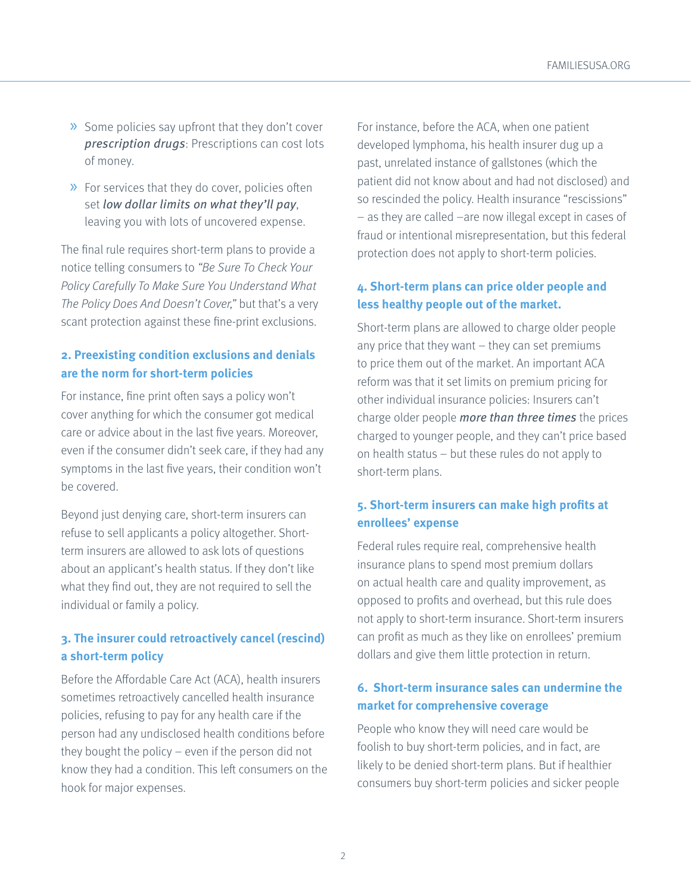- Some policies say upfront that they don't cover *prescription drugs*: Prescriptions can cost lots of money.
- For services that they do cover, policies often set *low dollar limits on what they'll pay*, leaving you with lots of uncovered expense.

The final rule requires short-term plans to provide a notice telling consumers to *"Be Sure To Check Your Policy Carefully To Make Sure You Understand What The Policy Does And Doesn't Cover,"* but that's a very scant protection against these fine-print exclusions.

### 2. Preexisting condition exclusions and denials are the norm for short-term policies

For instance, fine print often says a policy won't cover anything for which the consumer got medical care or advice about in the last five years. Moreover, even if the consumer didn't seek care, if they had any symptoms in the last five years, their condition won't be covered.

Beyond just denying care, short-term insurers can refuse to sell applicants a policy altogether. Short-term insurers are allowed to ask lots of questions about an applicant's health status. If they don't like what they find out, they are not required to sell the individual or family a policy.

### 3. The insurer could retroactively cancel (rescind) a short-term policy

Before the Affordable Care Act (ACA), health insurers sometimes retroactively cancelled health insurance policies, refusing to pay for any health care if the person had any undisclosed health conditions before they bought the policy – even if the person did not know they had a condition. This left consumers on the hook for major expenses.

For instance, before the ACA, when one patient developed lymphoma, his health insurer dug up a past, unrelated instance of gallstones (which the patient did not know about and had not disclosed) and so rescinded the policy. Health insurance "rescissions" – as they are called –are now illegal except in cases of fraud or intentional misrepresentation, but this federal protection does not apply to short-term policies.

### 4. Short-term plans can price older people and less healthy people out of the market.

Short-term plans are allowed to charge older people any price that they want – they can set premiums to price them out of the market. An important ACA reform was that it set limits on premium pricing for other individual insurance policies: Insurers can't charge older people ***more than three times*** the prices charged to younger people, and they can't price based on health status – but these rules do not apply to short-term plans.

### 5. Short-term insurers can make high profits at enrollees' expense

Federal rules require real, comprehensive health insurance plans to spend most premium dollars on actual health care and quality improvement, as opposed to profits and overhead, but this rule does not apply to short-term insurance. Short-term insurers can profit as much as they like on enrollees' premium dollars and give them little protection in return.

### 6. Short-term insurance sales can undermine the market for comprehensive coverage

People who know they will need care would be foolish to buy short-term policies, and in fact, are likely to be denied short-term plans. But if healthier consumers buy short-term policies and sicker people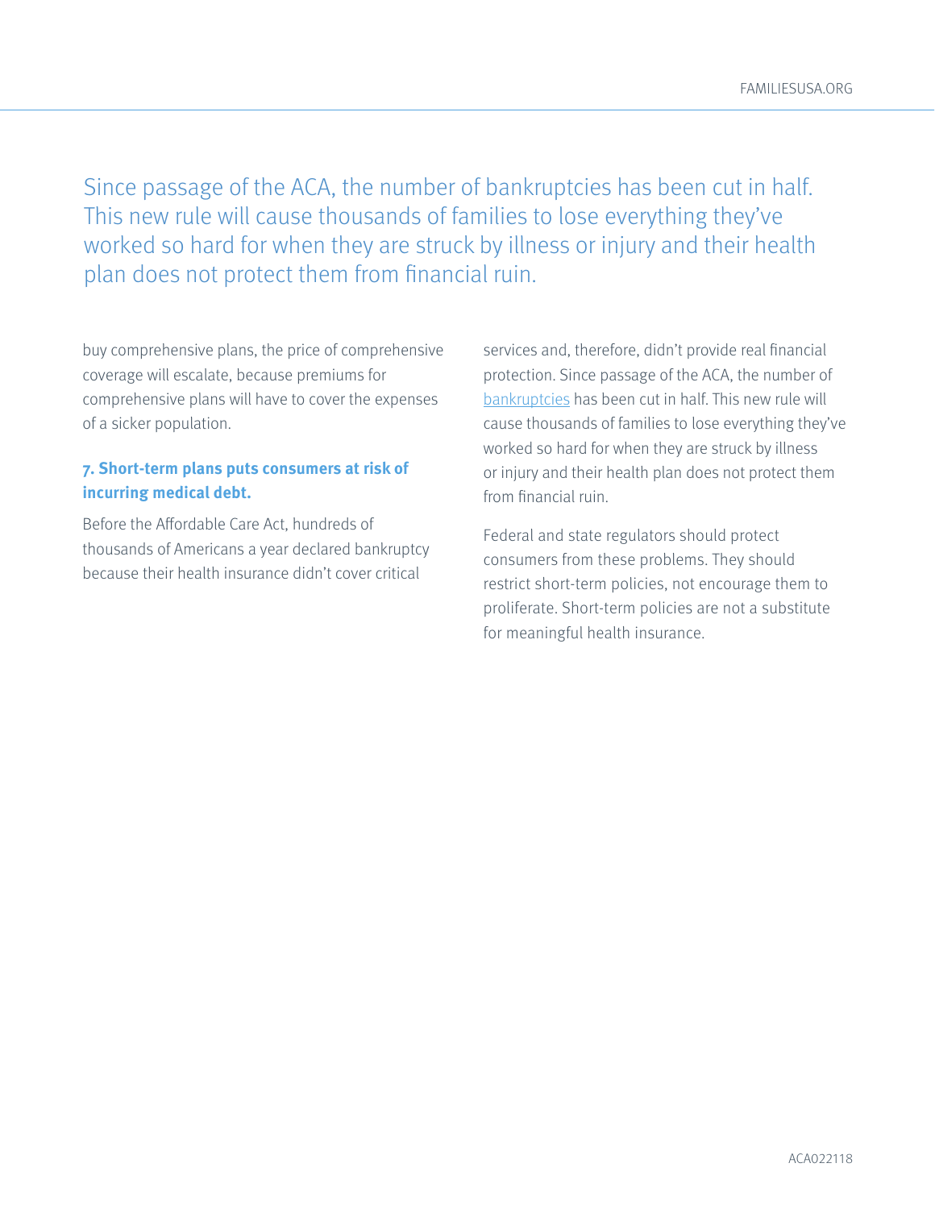> Since passage of the ACA, the number of bankruptcies has been cut in half. This new rule will cause thousands of families to lose everything they've worked so hard for when they are struck by illness or injury and their health plan does not protect them from financial ruin.

buy comprehensive plans, the price of comprehensive coverage will escalate, because premiums for comprehensive plans will have to cover the expenses of a sicker population.

### 7. Short-term plans puts consumers at risk of incurring medical debt.

Before the Affordable Care Act, hundreds of thousands of Americans a year declared bankruptcy because their health insurance didn't cover critical services and, therefore, didn't provide real financial protection. Since passage of the ACA, the number of bankruptcies has been cut in half. This new rule will cause thousands of families to lose everything they've worked so hard for when they are struck by illness or injury and their health plan does not protect them from financial ruin.

Federal and state regulators should protect consumers from these problems. They should restrict short-term policies, not encourage them to proliferate. Short-term policies are not a substitute for meaningful health insurance.

ACA022118